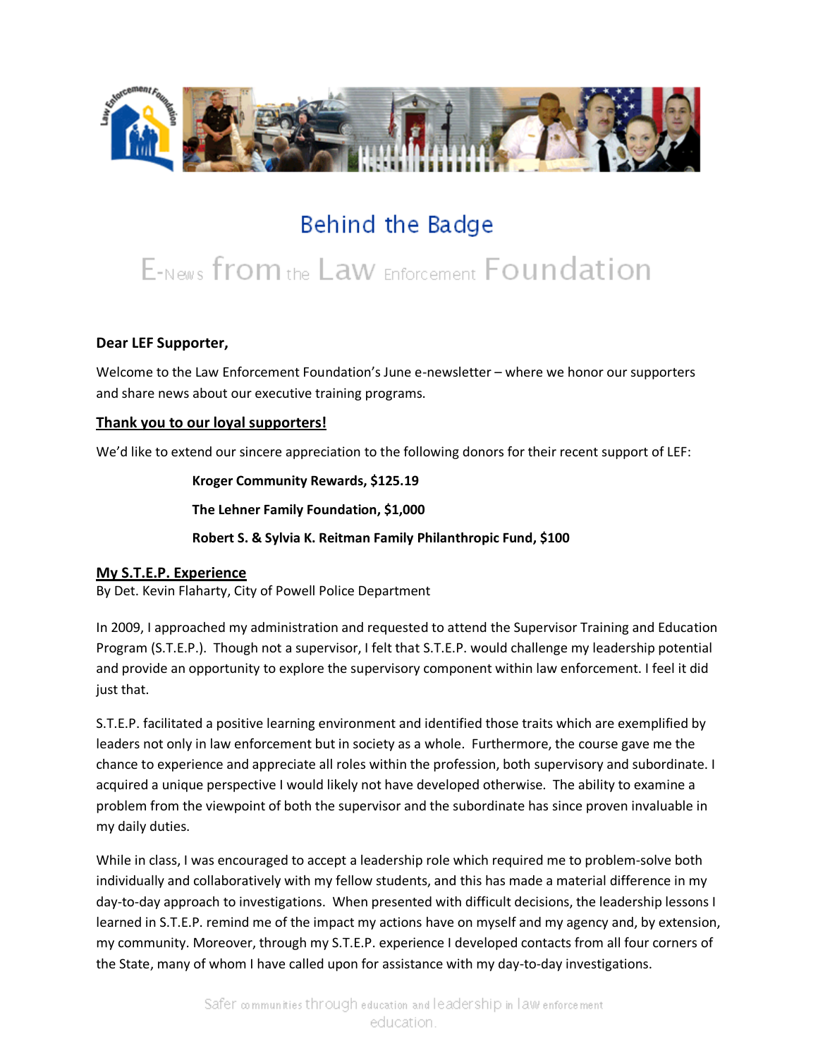# Behind the Badge

## E-News from the Law Enforcement Foundation

**Dear LEF Supporter,**

Welcome to the Law Enforcement Foundation's June e-newsletter – where we honor our supporters and share news about our executive training programs.

### Thank you to our loyal supporters!

We'd like to extend our sincere appreciation to the following donors for their recent support of LEF:

**Kroger Community Rewards, $125.19**

**The Lehner Family Foundation, $1,000**

**Robert S. & Sylvia K. Reitman Family Philanthropic Fund, $100**

### My S.T.E.P. Experience

By Det. Kevin Flaharty, City of Powell Police Department

In 2009, I approached my administration and requested to attend the Supervisor Training and Education Program (S.T.E.P.). Though not a supervisor, I felt that S.T.E.P. would challenge my leadership potential and provide an opportunity to explore the supervisory component within law enforcement. I feel it did just that.

S.T.E.P. facilitated a positive learning environment and identified those traits which are exemplified by leaders not only in law enforcement but in society as a whole. Furthermore, the course gave me the chance to experience and appreciate all roles within the profession, both supervisory and subordinate. I acquired a unique perspective I would likely not have developed otherwise. The ability to examine a problem from the viewpoint of both the supervisor and the subordinate has since proven invaluable in my daily duties.

While in class, I was encouraged to accept a leadership role which required me to problem-solve both individually and collaboratively with my fellow students, and this has made a material difference in my day-to-day approach to investigations. When presented with difficult decisions, the leadership lessons I learned in S.T.E.P. remind me of the impact my actions have on myself and my agency and, by extension, my community. Moreover, through my S.T.E.P. experience I developed contacts from all four corners of the State, many of whom I have called upon for assistance with my day-to-day investigations.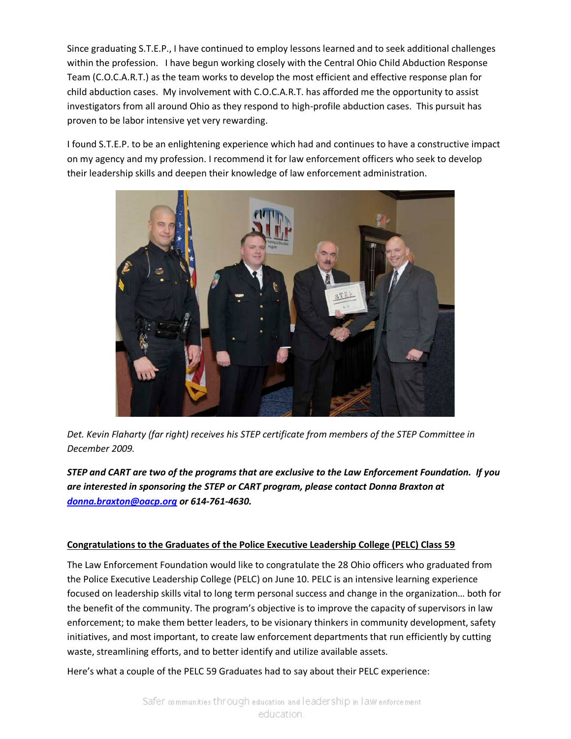Since graduating S.T.E.P., I have continued to employ lessons learned and to seek additional challenges within the profession. I have begun working closely with the Central Ohio Child Abduction Response Team (C.O.C.A.R.T.) as the team works to develop the most efficient and effective response plan for child abduction cases. My involvement with C.O.C.A.R.T. has afforded me the opportunity to assist investigators from all around Ohio as they respond to high-profile abduction cases. This pursuit has proven to be labor intensive yet very rewarding.

I found S.T.E.P. to be an enlightening experience which had and continues to have a constructive impact on my agency and my profession. I recommend it for law enforcement officers who seek to develop their leadership skills and deepen their knowledge of law enforcement administration.

*Det. Kevin Flaharty (far right) receives his STEP certificate from members of the STEP Committee in December 2009.*

***STEP and CART are two of the programs that are exclusive to the Law Enforcement Foundation. If you are interested in sponsoring the STEP or CART program, please contact Donna Braxton at [donna.braxton@oacp.org](mailto:donna.braxton@oacp.org) or 614-761-4630.***

## Congratulations to the Graduates of the Police Executive Leadership College (PELC) Class 59

The Law Enforcement Foundation would like to congratulate the 28 Ohio officers who graduated from the Police Executive Leadership College (PELC) on June 10. PELC is an intensive learning experience focused on leadership skills vital to long term personal success and change in the organization… both for the benefit of the community. The program's objective is to improve the capacity of supervisors in law enforcement; to make them better leaders, to be visionary thinkers in community development, safety initiatives, and most important, to create law enforcement departments that run efficiently by cutting waste, streamlining efforts, and to better identify and utilize available assets.

Here's what a couple of the PELC 59 Graduates had to say about their PELC experience: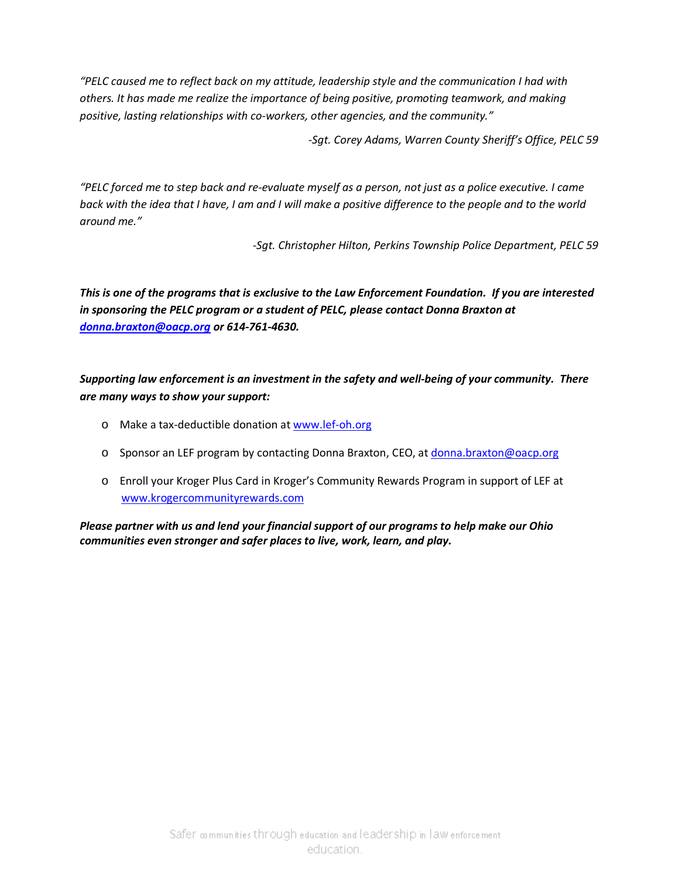*"PELC caused me to reflect back on my attitude, leadership style and the communication I had with others. It has made me realize the importance of being positive, promoting teamwork, and making positive, lasting relationships with co-workers, other agencies, and the community."*

*-Sgt. Corey Adams, Warren County Sheriff's Office, PELC 59*

*"PELC forced me to step back and re-evaluate myself as a person, not just as a police executive. I came back with the idea that I have, I am and I will make a positive difference to the people and to the world around me."*

*-Sgt. Christopher Hilton, Perkins Township Police Department, PELC 59*

***This is one of the programs that is exclusive to the Law Enforcement Foundation. If you are interested in sponsoring the PELC program or a student of PELC, please contact Donna Braxton at donna.braxton@oacp.org or 614-761-4630.***

***Supporting law enforcement is an investment in the safety and well-being of your community. There are many ways to show your support:***

- Make a tax-deductible donation at www.lef-oh.org
- Sponsor an LEF program by contacting Donna Braxton, CEO, at donna.braxton@oacp.org
- Enroll your Kroger Plus Card in Kroger's Community Rewards Program in support of LEF at www.krogercommunityrewards.com

***Please partner with us and lend your financial support of our programs to help make our Ohio communities even stronger and safer places to live, work, learn, and play.***